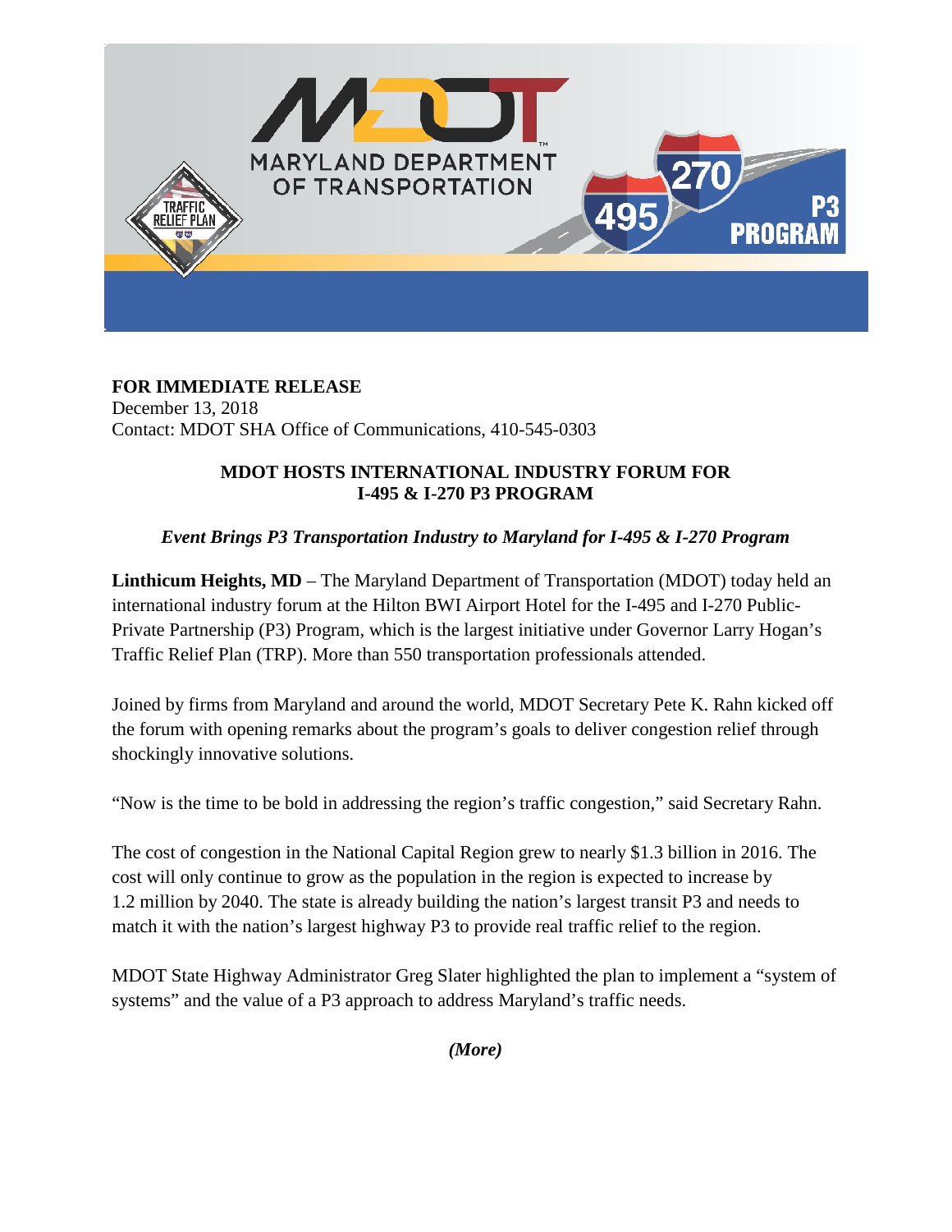**FOR IMMEDIATE RELEASE**
December 13, 2018
Contact: MDOT SHA Office of Communications, 410-545-0303

## MDOT HOSTS INTERNATIONAL INDUSTRY FORUM FOR I-495 & I-270 P3 PROGRAM

***Event Brings P3 Transportation Industry to Maryland for I-495 & I-270 Program***

**Linthicum Heights, MD** – The Maryland Department of Transportation (MDOT) today held an international industry forum at the Hilton BWI Airport Hotel for the I-495 and I-270 Public-Private Partnership (P3) Program, which is the largest initiative under Governor Larry Hogan's Traffic Relief Plan (TRP). More than 550 transportation professionals attended.

Joined by firms from Maryland and around the world, MDOT Secretary Pete K. Rahn kicked off the forum with opening remarks about the program's goals to deliver congestion relief through shockingly innovative solutions.

"Now is the time to be bold in addressing the region's traffic congestion," said Secretary Rahn.

The cost of congestion in the National Capital Region grew to nearly $1.3 billion in 2016. The cost will only continue to grow as the population in the region is expected to increase by 1.2 million by 2040. The state is already building the nation's largest transit P3 and needs to match it with the nation's largest highway P3 to provide real traffic relief to the region.

MDOT State Highway Administrator Greg Slater highlighted the plan to implement a "system of systems" and the value of a P3 approach to address Maryland's traffic needs.

***(More)***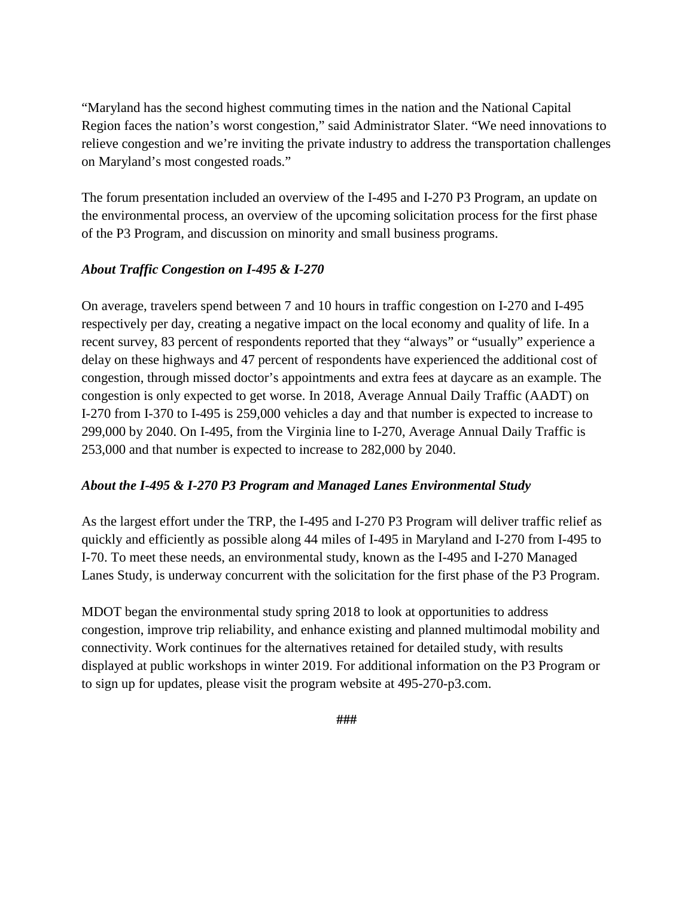"Maryland has the second highest commuting times in the nation and the National Capital Region faces the nation's worst congestion," said Administrator Slater. "We need innovations to relieve congestion and we're inviting the private industry to address the transportation challenges on Maryland's most congested roads."

The forum presentation included an overview of the I-495 and I-270 P3 Program, an update on the environmental process, an overview of the upcoming solicitation process for the first phase of the P3 Program, and discussion on minority and small business programs.

***About Traffic Congestion on I-495 & I-270***

On average, travelers spend between 7 and 10 hours in traffic congestion on I-270 and I-495 respectively per day, creating a negative impact on the local economy and quality of life. In a recent survey, 83 percent of respondents reported that they "always" or "usually" experience a delay on these highways and 47 percent of respondents have experienced the additional cost of congestion, through missed doctor's appointments and extra fees at daycare as an example. The congestion is only expected to get worse. In 2018, Average Annual Daily Traffic (AADT) on I-270 from I-370 to I-495 is 259,000 vehicles a day and that number is expected to increase to 299,000 by 2040. On I-495, from the Virginia line to I-270, Average Annual Daily Traffic is 253,000 and that number is expected to increase to 282,000 by 2040.

***About the I-495 & I-270 P3 Program and Managed Lanes Environmental Study***

As the largest effort under the TRP, the I-495 and I-270 P3 Program will deliver traffic relief as quickly and efficiently as possible along 44 miles of I-495 in Maryland and I-270 from I-495 to I-70. To meet these needs, an environmental study, known as the I-495 and I-270 Managed Lanes Study, is underway concurrent with the solicitation for the first phase of the P3 Program.

MDOT began the environmental study spring 2018 to look at opportunities to address congestion, improve trip reliability, and enhance existing and planned multimodal mobility and connectivity. Work continues for the alternatives retained for detailed study, with results displayed at public workshops in winter 2019. For additional information on the P3 Program or to sign up for updates, please visit the program website at 495-270-p3.com.

###